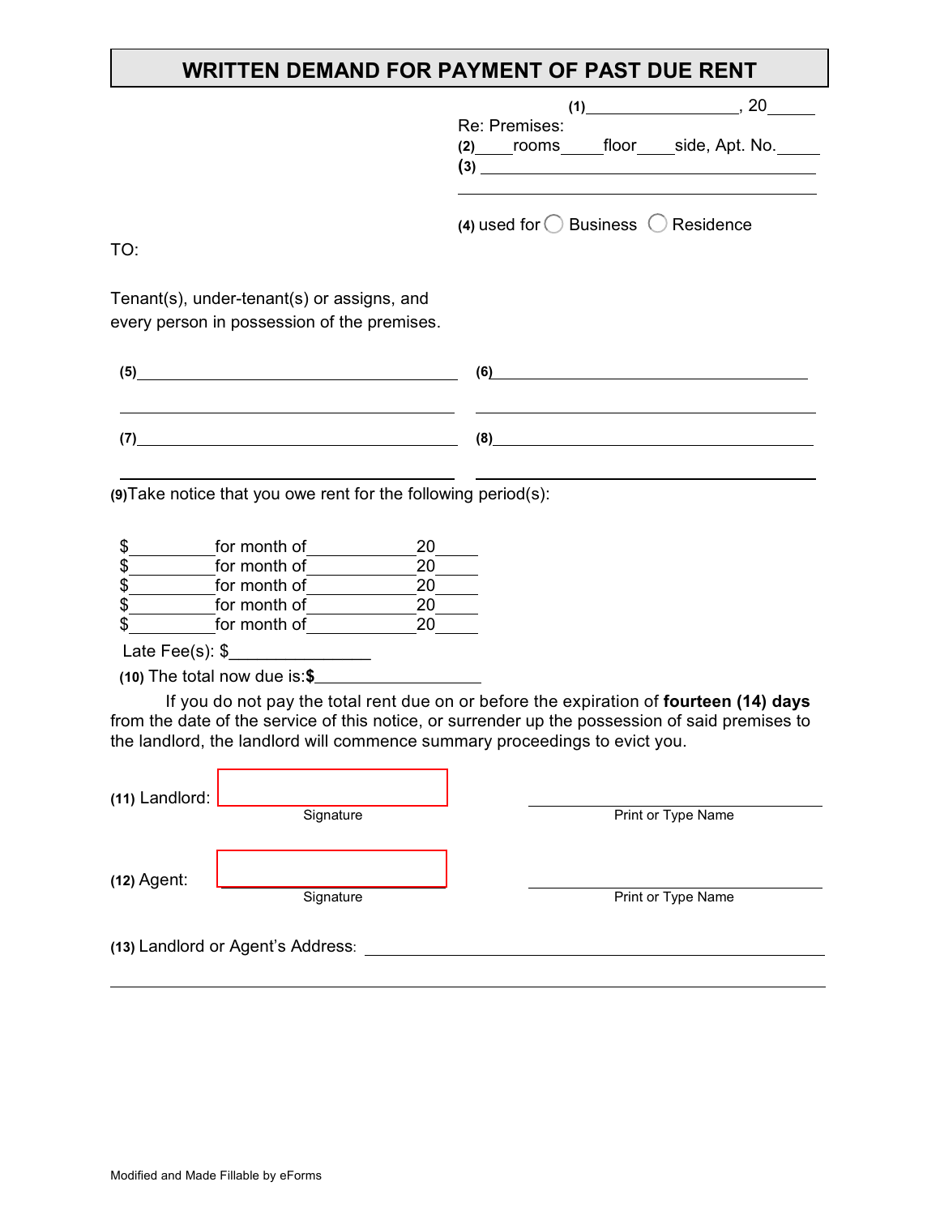# WRITTEN DEMAND FOR PAYMENT OF PAST DUE RENT

**(1)**_________________, 20_____

Re: Premises:
**(2)**____rooms_____floor____side, Apt. No._____
**(3)** ____________________________________________
____________________________________________

**(4)** used for ◯ Business ◯ Residence

TO:

Tenant(s), under-tenant(s) or assigns, and every person in possession of the premises.

**(5)**____________________________________ **(6)**____________________________________
____________________________________ ____________________________________

**(7)**____________________________________ **(8)**____________________________________
____________________________________ ____________________________________

**(9)**Take notice that you owe rent for the following period(s):

$__________for month of_____________20_____
$__________for month of_____________20_____
$__________for month of_____________20_____
$__________for month of_____________20_____
$__________for month of_____________20_____

Late Fee(s): $_______________

**(10)** The total now due is:**$**__________________

If you do not pay the total rent due on or before the expiration of **fourteen (14) days** from the date of the service of this notice, or surrender up the possession of said premises to the landlord, the landlord will commence summary proceedings to evict you.

**(11)** Landlord: ____________________ ____________________
Signature Print or Type Name

**(12)** Agent: ____________________ ____________________
Signature Print or Type Name

**(13)** Landlord or Agent's Address: ________________________________________
________________________________________________________________

Modified and Made Fillable by eForms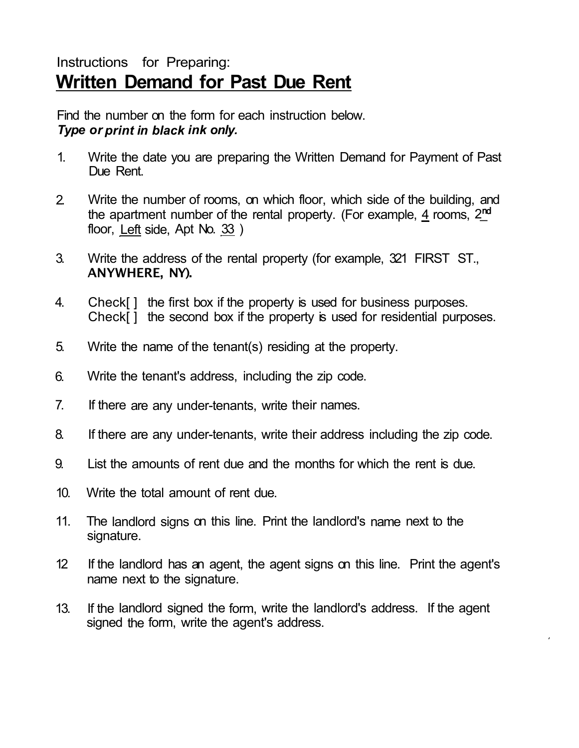Instructions for Preparing:

# Written Demand for Past Due Rent

Find the number on the form for each instruction below.
***Type or print in black ink only.***

1. Write the date you are preparing the Written Demand for Payment of Past Due Rent.

2. Write the number of rooms, on which floor, which side of the building, and the apartment number of the rental property. (For example, 4 rooms, 2nd floor, Left side, Apt No. 33 )

3. Write the address of the rental property (for example, 321 FIRST ST., **ANYWHERE, NY).**

4. Check[ ] the first box if the property is used for business purposes.
   Check[ ] the second box if the property is used for residential purposes.

5. Write the name of the tenant(s) residing at the property.

6. Write the tenant's address, including the zip code.

7. If there are any under-tenants, write their names.

8. If there are any under-tenants, write their address including the zip code.

9. List the amounts of rent due and the months for which the rent is due.

10. Write the total amount of rent due.

11. The landlord signs on this line. Print the landlord's name next to the signature.

12. If the landlord has an agent, the agent signs on this line. Print the agent's name next to the signature.

13. If the landlord signed the form, write the landlord's address. If the agent signed the form, write the agent's address.